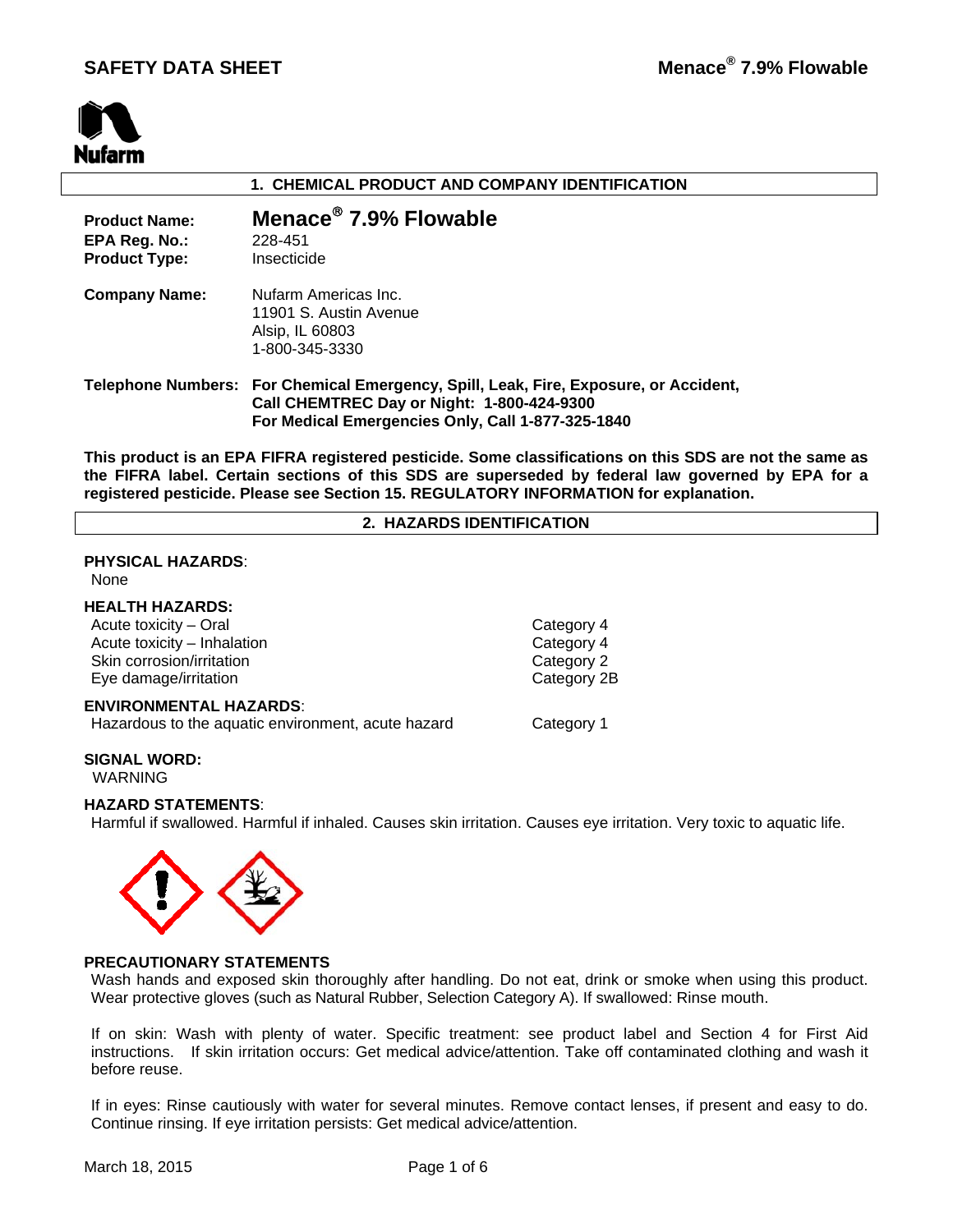# SAFETY DATA SHEET

**Menace® 7.9% Flowable**

Nufarm

## 1. CHEMICAL PRODUCT AND COMPANY IDENTIFICATION

**Product Name:** **Menace® 7.9% Flowable**
**EPA Reg. No.:** 228-451
**Product Type:** Insecticide

**Company Name:** Nufarm Americas Inc.
11901 S. Austin Avenue
Alsip, IL 60803
1-800-345-3330

**Telephone Numbers:** **For Chemical Emergency, Spill, Leak, Fire, Exposure, or Accident, Call CHEMTREC Day or Night: 1-800-424-9300**
**For Medical Emergencies Only, Call 1-877-325-1840**

**This product is an EPA FIFRA registered pesticide. Some classifications on this SDS are not the same as the FIFRA label. Certain sections of this SDS are superseded by federal law governed by EPA for a registered pesticide. Please see Section 15. REGULATORY INFORMATION for explanation.**

## 2. HAZARDS IDENTIFICATION

**PHYSICAL HAZARDS**:
None

**HEALTH HAZARDS:**

| | |
|---|---|
| Acute toxicity – Oral | Category 4 |
| Acute toxicity – Inhalation | Category 4 |
| Skin corrosion/irritation | Category 2 |
| Eye damage/irritation | Category 2B |

**ENVIRONMENTAL HAZARDS**:

| | |
|---|---|
| Hazardous to the aquatic environment, acute hazard | Category 1 |

**SIGNAL WORD:**
WARNING

**HAZARD STATEMENTS**:
Harmful if swallowed. Harmful if inhaled. Causes skin irritation. Causes eye irritation. Very toxic to aquatic life.

**PRECAUTIONARY STATEMENTS**

Wash hands and exposed skin thoroughly after handling. Do not eat, drink or smoke when using this product. Wear protective gloves (such as Natural Rubber, Selection Category A). If swallowed: Rinse mouth.

If on skin: Wash with plenty of water. Specific treatment: see product label and Section 4 for First Aid instructions. If skin irritation occurs: Get medical advice/attention. Take off contaminated clothing and wash it before reuse.

If in eyes: Rinse cautiously with water for several minutes. Remove contact lenses, if present and easy to do. Continue rinsing. If eye irritation persists: Get medical advice/attention.

March 18, 2015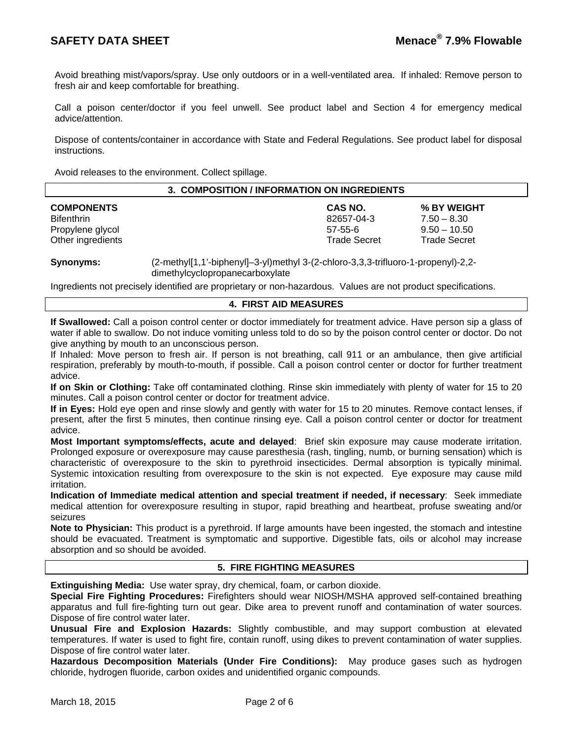Avoid breathing mist/vapors/spray. Use only outdoors or in a well-ventilated area. If inhaled: Remove person to fresh air and keep comfortable for breathing.

Call a poison center/doctor if you feel unwell. See product label and Section 4 for emergency medical advice/attention.

Dispose of contents/container in accordance with State and Federal Regulations. See product label for disposal instructions.

Avoid releases to the environment. Collect spillage.

## 3. COMPOSITION / INFORMATION ON INGREDIENTS

| COMPONENTS | CAS NO. | % BY WEIGHT |
|---|---|---|
| Bifenthrin | 82657-04-3 | 7.50 – 8.30 |
| Propylene glycol | 57-55-6 | 9.50 – 10.50 |
| Other ingredients | Trade Secret | Trade Secret |

**Synonyms:** (2-methyl[1,1'-biphenyl]–3-yl)methyl 3-(2-chloro-3,3,3-trifluoro-1-propenyl)-2,2-dimethylcyclopropanecarboxylate

Ingredients not precisely identified are proprietary or non-hazardous. Values are not product specifications.

## 4. FIRST AID MEASURES

**If Swallowed:** Call a poison control center or doctor immediately for treatment advice. Have person sip a glass of water if able to swallow. Do not induce vomiting unless told to do so by the poison control center or doctor. Do not give anything by mouth to an unconscious person.

If Inhaled: Move person to fresh air. If person is not breathing, call 911 or an ambulance, then give artificial respiration, preferably by mouth-to-mouth, if possible. Call a poison control center or doctor for further treatment advice.

**If on Skin or Clothing:** Take off contaminated clothing. Rinse skin immediately with plenty of water for 15 to 20 minutes. Call a poison control center or doctor for treatment advice.

**If in Eyes:** Hold eye open and rinse slowly and gently with water for 15 to 20 minutes. Remove contact lenses, if present, after the first 5 minutes, then continue rinsing eye. Call a poison control center or doctor for treatment advice.

**Most Important symptoms/effects, acute and delayed**: Brief skin exposure may cause moderate irritation. Prolonged exposure or overexposure may cause paresthesia (rash, tingling, numb, or burning sensation) which is characteristic of overexposure to the skin to pyrethroid insecticides. Dermal absorption is typically minimal. Systemic intoxication resulting from overexposure to the skin is not expected. Eye exposure may cause mild irritation.

**Indication of Immediate medical attention and special treatment if needed, if necessary**: Seek immediate medical attention for overexposure resulting in stupor, rapid breathing and heartbeat, profuse sweating and/or seizures

**Note to Physician:** This product is a pyrethroid. If large amounts have been ingested, the stomach and intestine should be evacuated. Treatment is symptomatic and supportive. Digestible fats, oils or alcohol may increase absorption and so should be avoided.

## 5. FIRE FIGHTING MEASURES

**Extinguishing Media:** Use water spray, dry chemical, foam, or carbon dioxide.

**Special Fire Fighting Procedures:** Firefighters should wear NIOSH/MSHA approved self-contained breathing apparatus and full fire-fighting turn out gear. Dike area to prevent runoff and contamination of water sources. Dispose of fire control water later.

**Unusual Fire and Explosion Hazards:** Slightly combustible, and may support combustion at elevated temperatures. If water is used to fight fire, contain runoff, using dikes to prevent contamination of water supplies. Dispose of fire control water later.

**Hazardous Decomposition Materials (Under Fire Conditions):** May produce gases such as hydrogen chloride, hydrogen fluoride, carbon oxides and unidentified organic compounds.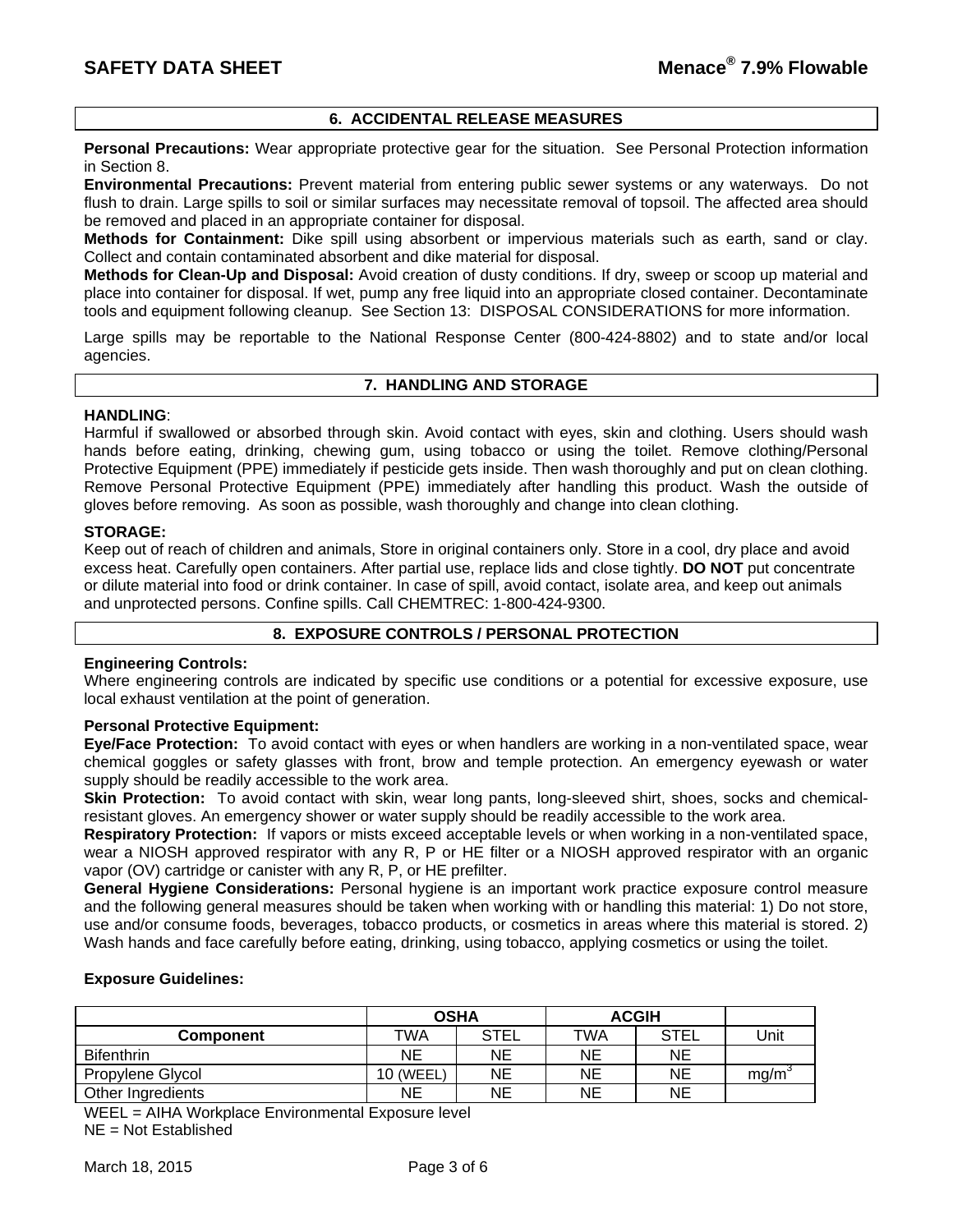## 6. ACCIDENTAL RELEASE MEASURES

**Personal Precautions:** Wear appropriate protective gear for the situation. See Personal Protection information in Section 8.

**Environmental Precautions:** Prevent material from entering public sewer systems or any waterways. Do not flush to drain. Large spills to soil or similar surfaces may necessitate removal of topsoil. The affected area should be removed and placed in an appropriate container for disposal.

**Methods for Containment:** Dike spill using absorbent or impervious materials such as earth, sand or clay. Collect and contain contaminated absorbent and dike material for disposal.

**Methods for Clean-Up and Disposal:** Avoid creation of dusty conditions. If dry, sweep or scoop up material and place into container for disposal. If wet, pump any free liquid into an appropriate closed container. Decontaminate tools and equipment following cleanup. See Section 13: DISPOSAL CONSIDERATIONS for more information.

Large spills may be reportable to the National Response Center (800-424-8802) and to state and/or local agencies.

## 7. HANDLING AND STORAGE

**HANDLING**:

Harmful if swallowed or absorbed through skin. Avoid contact with eyes, skin and clothing. Users should wash hands before eating, drinking, chewing gum, using tobacco or using the toilet. Remove clothing/Personal Protective Equipment (PPE) immediately if pesticide gets inside. Then wash thoroughly and put on clean clothing. Remove Personal Protective Equipment (PPE) immediately after handling this product. Wash the outside of gloves before removing. As soon as possible, wash thoroughly and change into clean clothing.

**STORAGE:**

Keep out of reach of children and animals, Store in original containers only. Store in a cool, dry place and avoid excess heat. Carefully open containers. After partial use, replace lids and close tightly. **DO NOT** put concentrate or dilute material into food or drink container. In case of spill, avoid contact, isolate area, and keep out animals and unprotected persons. Confine spills. Call CHEMTREC: 1-800-424-9300.

## 8. EXPOSURE CONTROLS / PERSONAL PROTECTION

**Engineering Controls:**

Where engineering controls are indicated by specific use conditions or a potential for excessive exposure, use local exhaust ventilation at the point of generation.

**Personal Protective Equipment:**

**Eye/Face Protection:** To avoid contact with eyes or when handlers are working in a non-ventilated space, wear chemical goggles or safety glasses with front, brow and temple protection. An emergency eyewash or water supply should be readily accessible to the work area.

**Skin Protection:** To avoid contact with skin, wear long pants, long-sleeved shirt, shoes, socks and chemical-resistant gloves. An emergency shower or water supply should be readily accessible to the work area.

**Respiratory Protection:** If vapors or mists exceed acceptable levels or when working in a non-ventilated space, wear a NIOSH approved respirator with any R, P or HE filter or a NIOSH approved respirator with an organic vapor (OV) cartridge or canister with any R, P, or HE prefilter.

**General Hygiene Considerations:** Personal hygiene is an important work practice exposure control measure and the following general measures should be taken when working with or handling this material: 1) Do not store, use and/or consume foods, beverages, tobacco products, or cosmetics in areas where this material is stored. 2) Wash hands and face carefully before eating, drinking, using tobacco, applying cosmetics or using the toilet.

**Exposure Guidelines:**

| | OSHA | | ACGIH | | |
|---|---|---|---|---|---|
| **Component** | TWA | STEL | TWA | STEL | Unit |
| Bifenthrin | NE | NE | NE | NE | |
| Propylene Glycol | 10 (WEEL) | NE | NE | NE | $mg/m^3$ |
| Other Ingredients | NE | NE | NE | NE | |

WEEL = AIHA Workplace Environmental Exposure level

NE = Not Established

March 18, 2015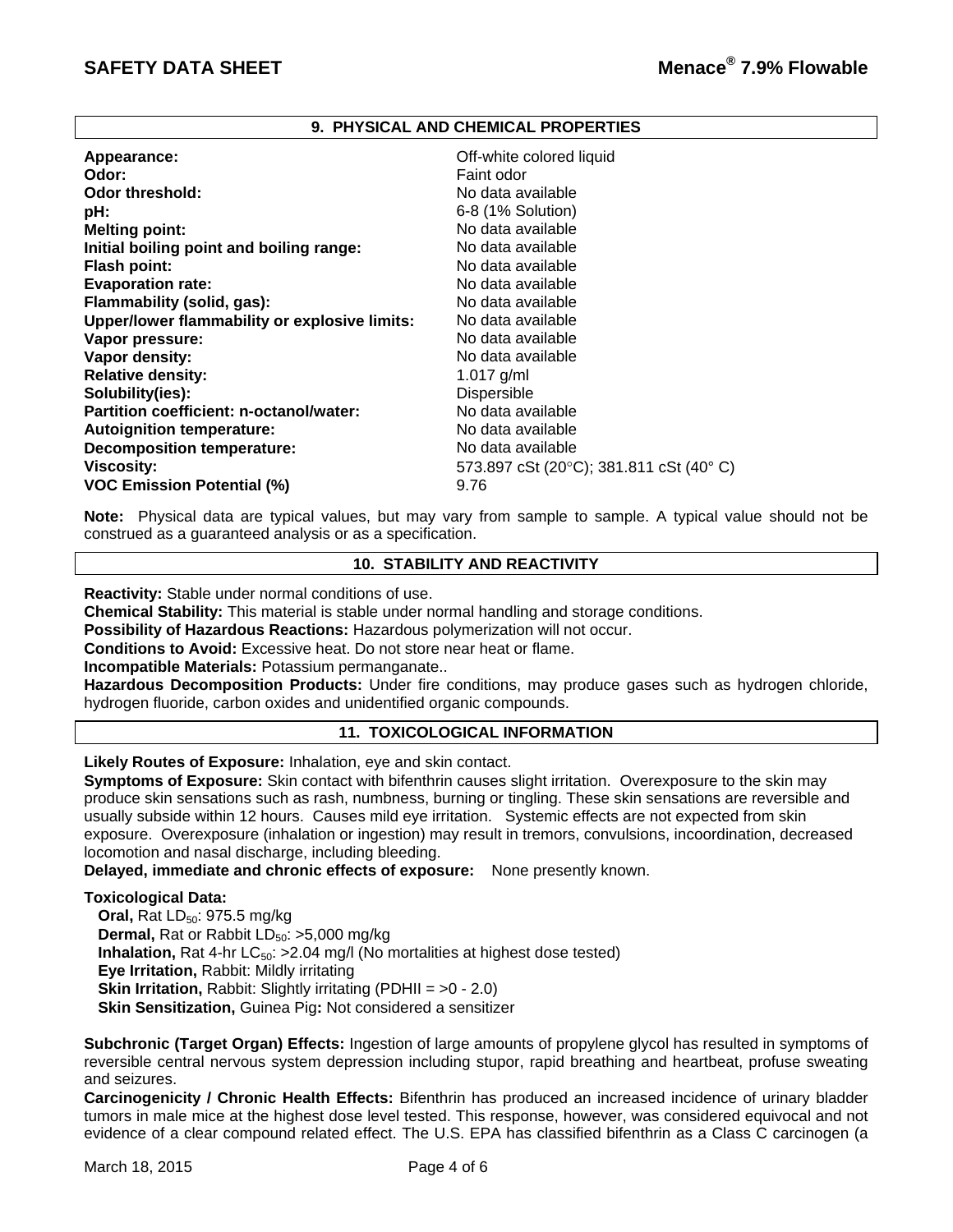## 9. PHYSICAL AND CHEMICAL PROPERTIES

| Property | Value |
|---|---|
| **Appearance:** | Off-white colored liquid |
| **Odor:** | Faint odor |
| **Odor threshold:** | No data available |
| **pH:** | 6-8 (1% Solution) |
| **Melting point:** | No data available |
| **Initial boiling point and boiling range:** | No data available |
| **Flash point:** | No data available |
| **Evaporation rate:** | No data available |
| **Flammability (solid, gas):** | No data available |
| **Upper/lower flammability or explosive limits:** | No data available |
| **Vapor pressure:** | No data available |
| **Vapor density:** | No data available |
| **Relative density:** | 1.017 g/ml |
| **Solubility(ies):** | Dispersible |
| **Partition coefficient: n-octanol/water:** | No data available |
| **Autoignition temperature:** | No data available |
| **Decomposition temperature:** | No data available |
| **Viscosity:** | 573.897 cSt (20°C); 381.811 cSt (40° C) |
| **VOC Emission Potential (%)** | 9.76 |

**Note:** Physical data are typical values, but may vary from sample to sample. A typical value should not be construed as a guaranteed analysis or as a specification.

## 10. STABILITY AND REACTIVITY

**Reactivity:** Stable under normal conditions of use.

**Chemical Stability:** This material is stable under normal handling and storage conditions.

**Possibility of Hazardous Reactions:** Hazardous polymerization will not occur.

**Conditions to Avoid:** Excessive heat. Do not store near heat or flame.

**Incompatible Materials:** Potassium permanganate..

**Hazardous Decomposition Products:** Under fire conditions, may produce gases such as hydrogen chloride, hydrogen fluoride, carbon oxides and unidentified organic compounds.

## 11. TOXICOLOGICAL INFORMATION

**Likely Routes of Exposure:** Inhalation, eye and skin contact.

**Symptoms of Exposure:** Skin contact with bifenthrin causes slight irritation. Overexposure to the skin may produce skin sensations such as rash, numbness, burning or tingling. These skin sensations are reversible and usually subside within 12 hours. Causes mild eye irritation. Systemic effects are not expected from skin exposure. Overexposure (inhalation or ingestion) may result in tremors, convulsions, incoordination, decreased locomotion and nasal discharge, including bleeding.

**Delayed, immediate and chronic effects of exposure:** None presently known.

**Toxicological Data:**

- **Oral,** Rat $LD_{50}$: 975.5 mg/kg
- **Dermal,** Rat or Rabbit $LD_{50}$: >5,000 mg/kg
- **Inhalation,** Rat 4-hr $LC_{50}$: >2.04 mg/l (No mortalities at highest dose tested)
- **Eye Irritation,** Rabbit: Mildly irritating
- **Skin Irritation,** Rabbit: Slightly irritating (PDHII = >0 - 2.0)
- **Skin Sensitization,** Guinea Pig**:** Not considered a sensitizer

**Subchronic (Target Organ) Effects:** Ingestion of large amounts of propylene glycol has resulted in symptoms of reversible central nervous system depression including stupor, rapid breathing and heartbeat, profuse sweating and seizures.

**Carcinogenicity / Chronic Health Effects:** Bifenthrin has produced an increased incidence of urinary bladder tumors in male mice at the highest dose level tested. This response, however, was considered equivocal and not evidence of a clear compound related effect. The U.S. EPA has classified bifenthrin as a Class C carcinogen (a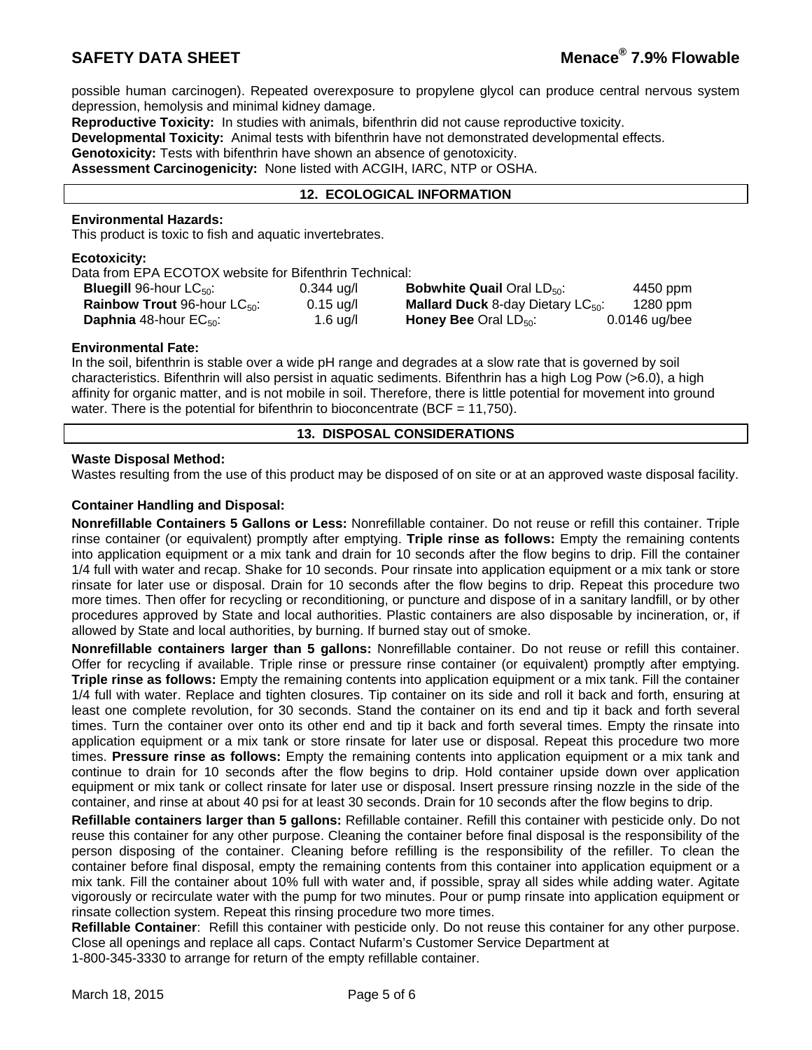possible human carcinogen). Repeated overexposure to propylene glycol can produce central nervous system depression, hemolysis and minimal kidney damage.

**Reproductive Toxicity:** In studies with animals, bifenthrin did not cause reproductive toxicity.

**Developmental Toxicity:** Animal tests with bifenthrin have not demonstrated developmental effects.

**Genotoxicity:** Tests with bifenthrin have shown an absence of genotoxicity.

**Assessment Carcinogenicity:** None listed with ACGIH, IARC, NTP or OSHA.

## 12. ECOLOGICAL INFORMATION

**Environmental Hazards:**

This product is toxic to fish and aquatic invertebrates.

**Ecotoxicity:**

Data from EPA ECOTOX website for Bifenthrin Technical:

| | | | |
|---|---|---|---|
| **Bluegill** 96-hour $LC_{50}$: | 0.344 ug/l | **Bobwhite Quail** Oral $LD_{50}$: | 4450 ppm |
| **Rainbow Trout** 96-hour $LC_{50}$: | 0.15 ug/l | **Mallard Duck** 8-day Dietary $LC_{50}$: | 1280 ppm |
| **Daphnia** 48-hour $EC_{50}$: | 1.6 ug/l | **Honey Bee** Oral $LD_{50}$: | 0.0146 ug/bee |

**Environmental Fate:**

In the soil, bifenthrin is stable over a wide pH range and degrades at a slow rate that is governed by soil characteristics. Bifenthrin will also persist in aquatic sediments. Bifenthrin has a high Log Pow (>6.0), a high affinity for organic matter, and is not mobile in soil. Therefore, there is little potential for movement into ground water. There is the potential for bifenthrin to bioconcentrate (BCF = 11,750).

## 13. DISPOSAL CONSIDERATIONS

**Waste Disposal Method:**

Wastes resulting from the use of this product may be disposed of on site or at an approved waste disposal facility.

**Container Handling and Disposal:**

**Nonrefillable Containers 5 Gallons or Less:** Nonrefillable container. Do not reuse or refill this container. Triple rinse container (or equivalent) promptly after emptying. **Triple rinse as follows:** Empty the remaining contents into application equipment or a mix tank and drain for 10 seconds after the flow begins to drip. Fill the container 1/4 full with water and recap. Shake for 10 seconds. Pour rinsate into application equipment or a mix tank or store rinsate for later use or disposal. Drain for 10 seconds after the flow begins to drip. Repeat this procedure two more times. Then offer for recycling or reconditioning, or puncture and dispose of in a sanitary landfill, or by other procedures approved by State and local authorities. Plastic containers are also disposable by incineration, or, if allowed by State and local authorities, by burning. If burned stay out of smoke.

**Nonrefillable containers larger than 5 gallons:** Nonrefillable container. Do not reuse or refill this container. Offer for recycling if available. Triple rinse or pressure rinse container (or equivalent) promptly after emptying. **Triple rinse as follows:** Empty the remaining contents into application equipment or a mix tank. Fill the container 1/4 full with water. Replace and tighten closures. Tip container on its side and roll it back and forth, ensuring at least one complete revolution, for 30 seconds. Stand the container on its end and tip it back and forth several times. Turn the container over onto its other end and tip it back and forth several times. Empty the rinsate into application equipment or a mix tank or store rinsate for later use or disposal. Repeat this procedure two more times. **Pressure rinse as follows:** Empty the remaining contents into application equipment or a mix tank and continue to drain for 10 seconds after the flow begins to drip. Hold container upside down over application equipment or mix tank or collect rinsate for later use or disposal. Insert pressure rinsing nozzle in the side of the container, and rinse at about 40 psi for at least 30 seconds. Drain for 10 seconds after the flow begins to drip.

**Refillable containers larger than 5 gallons:** Refillable container. Refill this container with pesticide only. Do not reuse this container for any other purpose. Cleaning the container before final disposal is the responsibility of the person disposing of the container. Cleaning before refilling is the responsibility of the refiller. To clean the container before final disposal, empty the remaining contents from this container into application equipment or a mix tank. Fill the container about 10% full with water and, if possible, spray all sides while adding water. Agitate vigorously or recirculate water with the pump for two minutes. Pour or pump rinsate into application equipment or rinsate collection system. Repeat this rinsing procedure two more times.

**Refillable Container**: Refill this container with pesticide only. Do not reuse this container for any other purpose. Close all openings and replace all caps. Contact Nufarm's Customer Service Department at 1-800-345-3330 to arrange for return of the empty refillable container.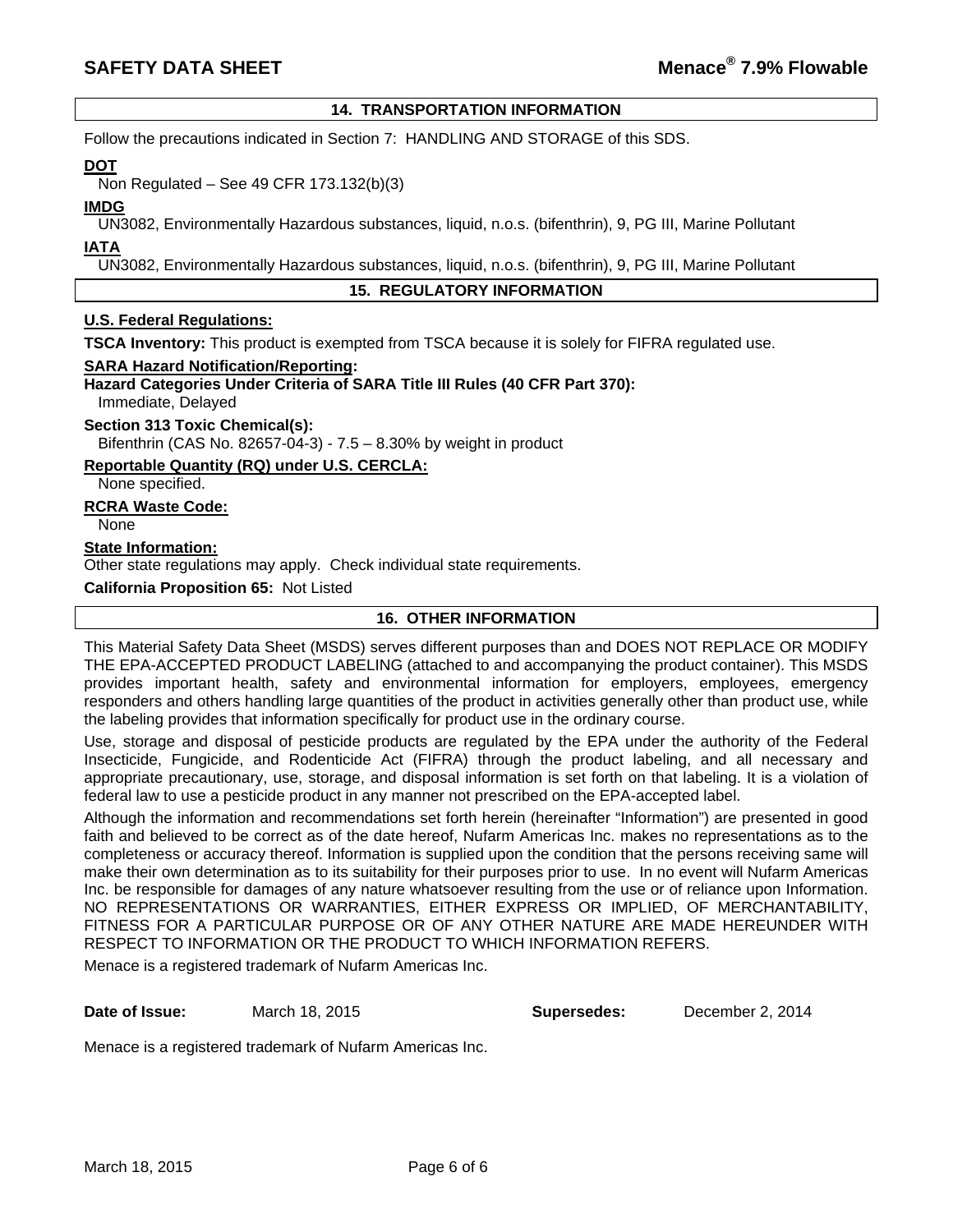## 14. TRANSPORTATION INFORMATION

Follow the precautions indicated in Section 7: HANDLING AND STORAGE of this SDS.

**DOT**

Non Regulated – See 49 CFR 173.132(b)(3)

**IMDG**

UN3082, Environmentally Hazardous substances, liquid, n.o.s. (bifenthrin), 9, PG III, Marine Pollutant

**IATA**

UN3082, Environmentally Hazardous substances, liquid, n.o.s. (bifenthrin), 9, PG III, Marine Pollutant

## 15. REGULATORY INFORMATION

**U.S. Federal Regulations:**

**TSCA Inventory:** This product is exempted from TSCA because it is solely for FIFRA regulated use.

**SARA Hazard Notification/Reporting:**

**Hazard Categories Under Criteria of SARA Title III Rules (40 CFR Part 370):**

Immediate, Delayed

**Section 313 Toxic Chemical(s):**

Bifenthrin (CAS No. 82657-04-3) - 7.5 – 8.30% by weight in product

**Reportable Quantity (RQ) under U.S. CERCLA:**

None specified.

**RCRA Waste Code:**

None

**State Information:**

Other state regulations may apply. Check individual state requirements.

**California Proposition 65:** Not Listed

## 16. OTHER INFORMATION

This Material Safety Data Sheet (MSDS) serves different purposes than and DOES NOT REPLACE OR MODIFY THE EPA-ACCEPTED PRODUCT LABELING (attached to and accompanying the product container). This MSDS provides important health, safety and environmental information for employers, employees, emergency responders and others handling large quantities of the product in activities generally other than product use, while the labeling provides that information specifically for product use in the ordinary course.

Use, storage and disposal of pesticide products are regulated by the EPA under the authority of the Federal Insecticide, Fungicide, and Rodenticide Act (FIFRA) through the product labeling, and all necessary and appropriate precautionary, use, storage, and disposal information is set forth on that labeling. It is a violation of federal law to use a pesticide product in any manner not prescribed on the EPA-accepted label.

Although the information and recommendations set forth herein (hereinafter "Information") are presented in good faith and believed to be correct as of the date hereof, Nufarm Americas Inc. makes no representations as to the completeness or accuracy thereof. Information is supplied upon the condition that the persons receiving same will make their own determination as to its suitability for their purposes prior to use. In no event will Nufarm Americas Inc. be responsible for damages of any nature whatsoever resulting from the use or of reliance upon Information. NO REPRESENTATIONS OR WARRANTIES, EITHER EXPRESS OR IMPLIED, OF MERCHANTABILITY, FITNESS FOR A PARTICULAR PURPOSE OR OF ANY OTHER NATURE ARE MADE HEREUNDER WITH RESPECT TO INFORMATION OR THE PRODUCT TO WHICH INFORMATION REFERS.

Menace is a registered trademark of Nufarm Americas Inc.

**Date of Issue:** March 18, 2015 **Supersedes:** December 2, 2014

Menace is a registered trademark of Nufarm Americas Inc.